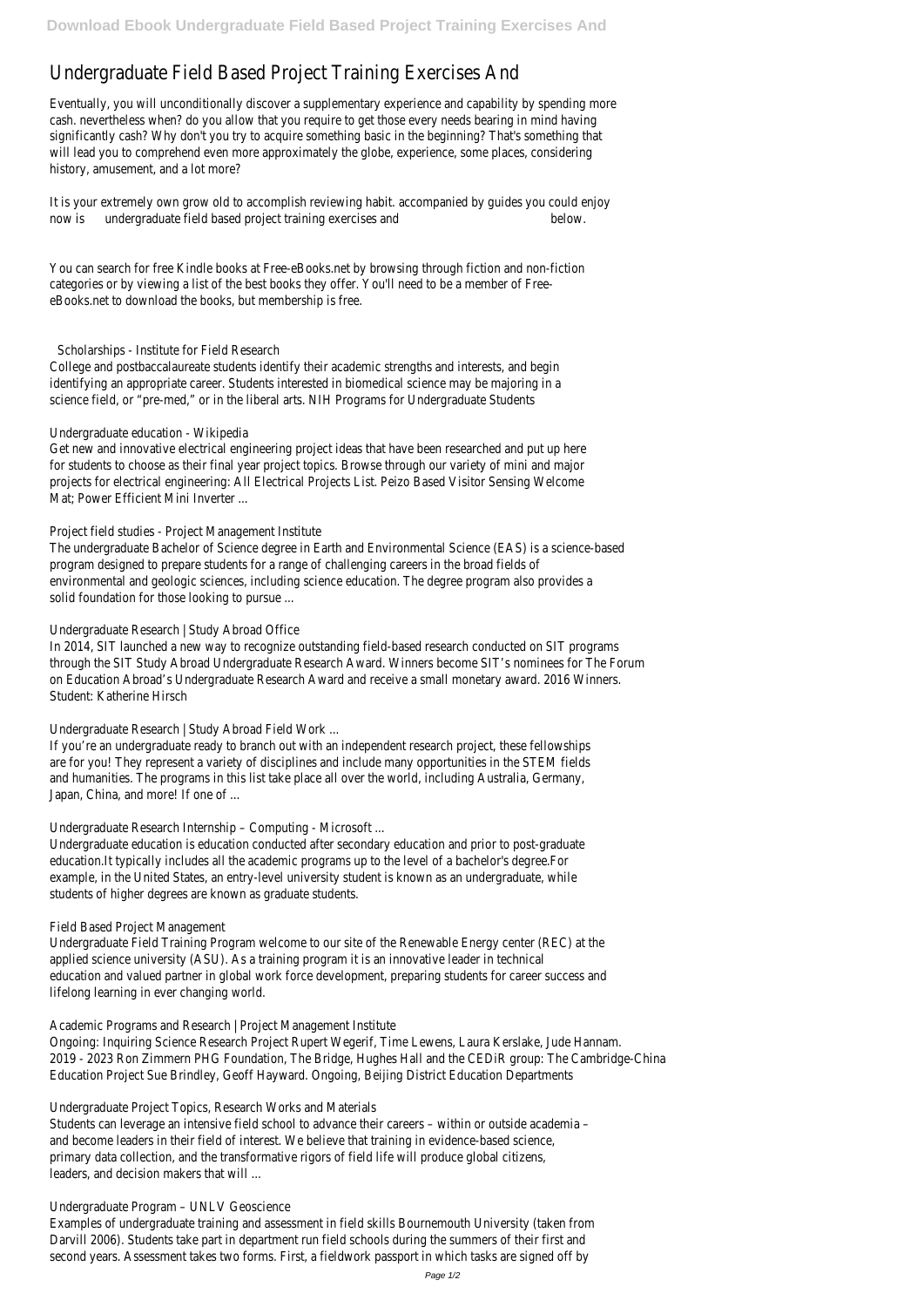# Undergraduate Field Based Project Training Exercises And

Eventually, you will unconditionally discover a supplementary experience and capability by spending more cash. nevertheless when? do you allow that you require to get those every needs bearing in mind having significantly cash? Why don't you try to acquire something basic in the beginning? That's something that will lead you to comprehend even more approximately the globe, experience, some places, considering history, amusement, and a lot more?

It is your extremely own grow old to accomplish reviewing habit. accompanied by guides you could enjoy now is **undergraduate field based project training exercises and** below.

You can search for free Kindle books at Free-eBooks.net by browsing through fiction and non-fiction categories or by viewing a list of the best books they offer. You'll need to be a member of Free-eBooks.net to download the books, but membership is free.

## Scholarships - Institute for Field Research

College and postbaccalaureate students identify their academic strengths and interests, and begin identifying an appropriate career. Students interested in biomedical science may be majoring in a science field, or "pre-med," or in the liberal arts. NIH Programs for Undergraduate Students

## Undergraduate education - Wikipedia

Get new and innovative electrical engineering project ideas that have been researched and put up here for students to choose as their final year project topics. Browse through our variety of mini and major projects for electrical engineering: All Electrical Projects List. Peizo Based Visitor Sensing Welcome Mat; Power Efficient Mini Inverter ...

## Project field studies - Project Management Institute

The undergraduate Bachelor of Science degree in Earth and Environmental Science (EAS) is a science-based program designed to prepare students for a range of challenging careers in the broad fields of environmental and geologic sciences, including science education. The degree program also provides a solid foundation for those looking to pursue ...

## Undergraduate Research | Study Abroad Office

In 2014, SIT launched a new way to recognize outstanding field-based research conducted on SIT programs through the SIT Study Abroad Undergraduate Research Award. Winners become SIT's nominees for The Forum on Education Abroad's Undergraduate Research Award and receive a small monetary award. 2016 Winners. Student: Katherine Hirsch

## Undergraduate Research | Study Abroad Field Work ...

If you're an undergraduate ready to branch out with an independent research project, these fellowships are for you! They represent a variety of disciplines and include many opportunities in the STEM fields and humanities. The programs in this list take place all over the world, including Australia, Germany, Japan, China, and more! If one of ...

## Undergraduate Research Internship – Computing - Microsoft ...

Undergraduate education is education conducted after secondary education and prior to post-graduate education.It typically includes all the academic programs up to the level of a bachelor's degree.For example, in the United States, an entry-level university student is known as an undergraduate, while students of higher degrees are known as graduate students.

## Field Based Project Management

Undergraduate Field Training Program welcome to our site of the Renewable Energy center (REC) at the applied science university (ASU). As a training program it is an innovative leader in technical education and valued partner in global work force development, preparing students for career success and lifelong learning in ever changing world.

## Academic Programs and Research | Project Management Institute

Ongoing: Inquiring Science Research Project Rupert Wegerif, Time Lewens, Laura Kerslake, Jude Hannam. 2019 - 2023 Ron Zimmern PHG Foundation, The Bridge, Hughes Hall and the CEDiR group: The Cambridge-China Education Project Sue Brindley, Geoff Hayward. Ongoing, Beijing District Education Departments

## Undergraduate Project Topics, Research Works and Materials

Students can leverage an intensive field school to advance their careers – within or outside academia – and become leaders in their field of interest. We believe that training in evidence-based science, primary data collection, and the transformative rigors of field life will produce global citizens, leaders, and decision makers that will ...

## Undergraduate Program – UNLV Geoscience

Examples of undergraduate training and assessment in field skills Bournemouth University (taken from Darvill 2006). Students take part in department run field schools during the summers of their first and second years. Assessment takes two forms. First, a fieldwork passport in which tasks are signed off by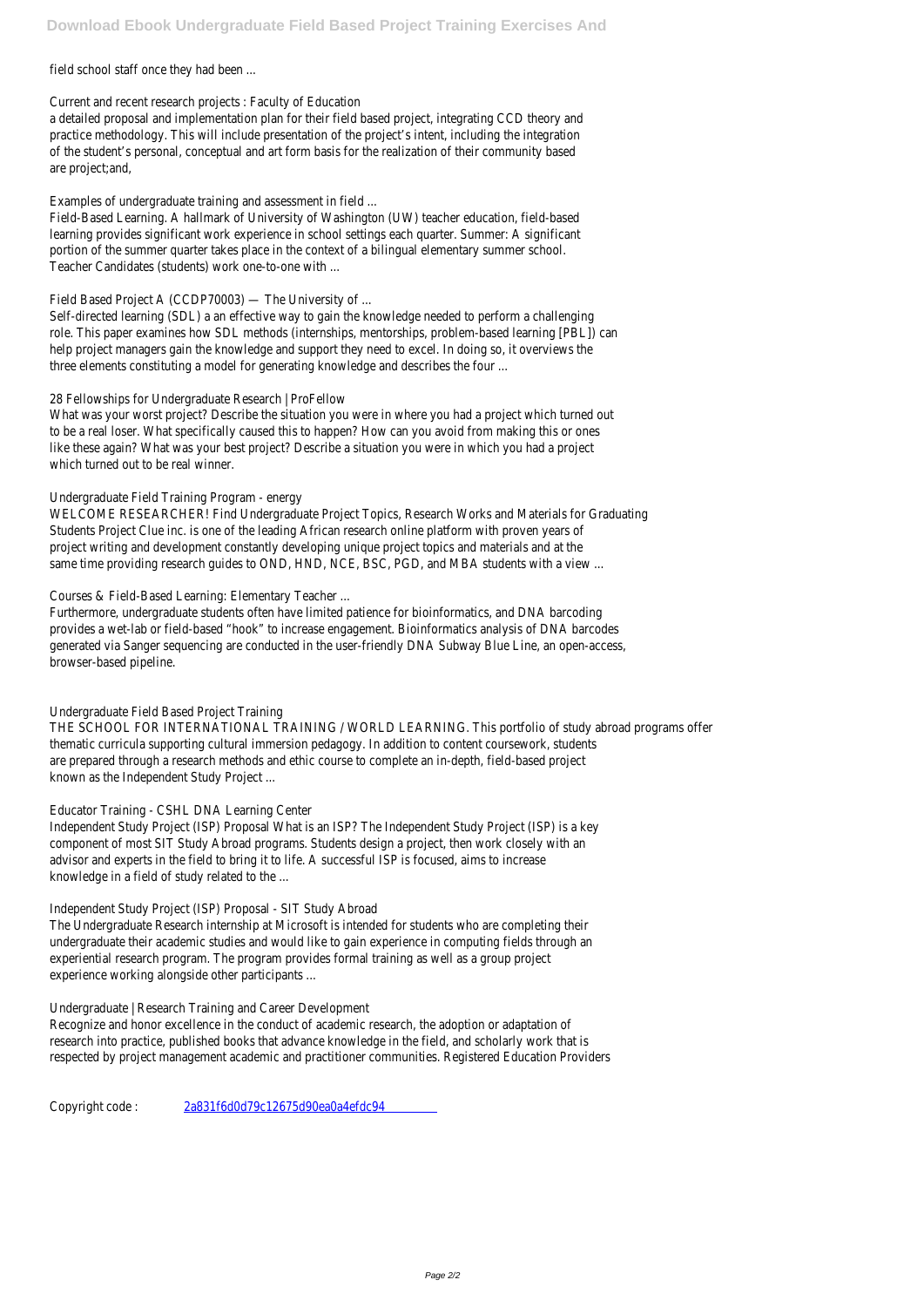field school staff once they had been ...

Current and recent research projects : Faculty of Education

a detailed proposal and implementation plan for their field based project, integrating CCD theory and practice methodology. This will include presentation of the project's intent, including the integration of the student's personal, conceptual and art form basis for the realization of their community based are project;and,

Examples of undergraduate training and assessment in field ...

Field-Based Learning. A hallmark of University of Washington (UW) teacher education, field-based learning provides significant work experience in school settings each quarter. Summer: A significant portion of the summer quarter takes place in the context of a bilingual elementary summer school. Teacher Candidates (students) work one-to-one with ...

Field Based Project A (CCDP70003) — The University of ...

Self-directed learning (SDL) a an effective way to gain the knowledge needed to perform a challenging role. This paper examines how SDL methods (internships, mentorships, problem-based learning [PBL]) can help project managers gain the knowledge and support they need to excel. In doing so, it overviews the three elements constituting a model for generating knowledge and describes the four ...

28 Fellowships for Undergraduate Research | ProFellow

What was your worst project? Describe the situation you were in where you had a project which turned out to be a real loser. What specifically caused this to happen? How can you avoid from making this or ones like these again? What was your best project? Describe a situation you were in which you had a project which turned out to be real winner.

Undergraduate Field Training Program - energy

WELCOME RESEARCHER! Find Undergraduate Project Topics, Research Works and Materials for Graduating Students Project Clue inc. is one of the leading African research online platform with proven years of project writing and development constantly developing unique project topics and materials and at the same time providing research guides to OND, HND, NCE, BSC, PGD, and MBA students with a view ...

Courses & Field-Based Learning: Elementary Teacher ...

Furthermore, undergraduate students often have limited patience for bioinformatics, and DNA barcoding provides a wet-lab or field-based "hook" to increase engagement. Bioinformatics analysis of DNA barcodes generated via Sanger sequencing are conducted in the user-friendly DNA Subway Blue Line, an open-access, browser-based pipeline.

Undergraduate Field Based Project Training

THE SCHOOL FOR INTERNATIONAL TRAINING / WORLD LEARNING. This portfolio of study abroad programs offer thematic curricula supporting cultural immersion pedagogy. In addition to content coursework, students are prepared through a research methods and ethic course to complete an in-depth, field-based project known as the Independent Study Project ...

Educator Training - CSHL DNA Learning Center

Independent Study Project (ISP) Proposal What is an ISP? The Independent Study Project (ISP) is a key component of most SIT Study Abroad programs. Students design a project, then work closely with an advisor and experts in the field to bring it to life. A successful ISP is focused, aims to increase knowledge in a field of study related to the ...

Independent Study Project (ISP) Proposal - SIT Study Abroad

The Undergraduate Research internship at Microsoft is intended for students who are completing their undergraduate their academic studies and would like to gain experience in computing fields through an experiential research program. The program provides formal training as well as a group project experience working alongside other participants ...

Undergraduate | Research Training and Career Development

Recognize and honor excellence in the conduct of academic research, the adoption or adaptation of research into practice, published books that advance knowledge in the field, and scholarly work that is respected by project management academic and practitioner communities. Registered Education Providers

Copyright code : 2a831f6d0d79c12675d90ea0a4efdc94